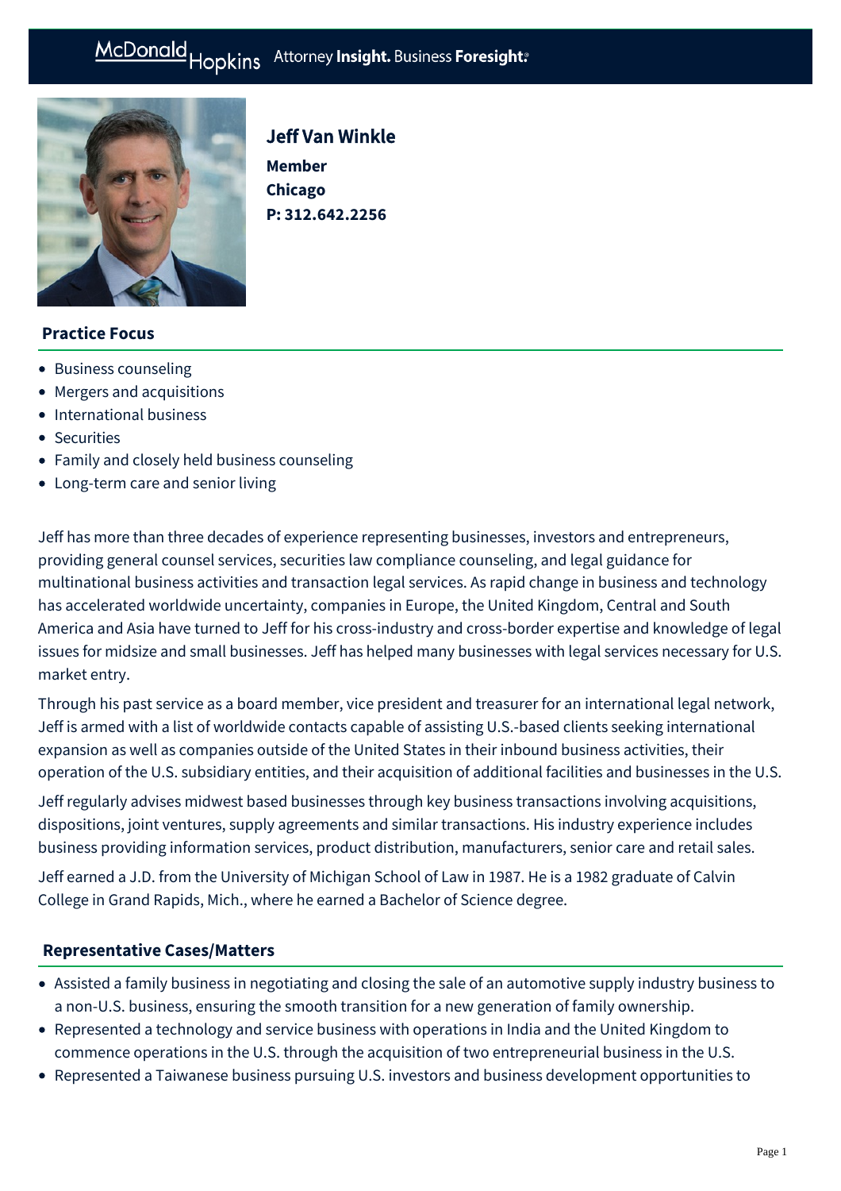# Jeff Van Winkle

**Member**
**Chicago**
**P: 312.642.2256**

## Practice Focus

- Business counseling
- Mergers and acquisitions
- International business
- Securities
- Family and closely held business counseling
- Long-term care and senior living

Jeff has more than three decades of experience representing businesses, investors and entrepreneurs, providing general counsel services, securities law compliance counseling, and legal guidance for multinational business activities and transaction legal services. As rapid change in business and technology has accelerated worldwide uncertainty, companies in Europe, the United Kingdom, Central and South America and Asia have turned to Jeff for his cross-industry and cross-border expertise and knowledge of legal issues for midsize and small businesses. Jeff has helped many businesses with legal services necessary for U.S. market entry.

Through his past service as a board member, vice president and treasurer for an international legal network, Jeff is armed with a list of worldwide contacts capable of assisting U.S.-based clients seeking international expansion as well as companies outside of the United States in their inbound business activities, their operation of the U.S. subsidiary entities, and their acquisition of additional facilities and businesses in the U.S.

Jeff regularly advises midwest based businesses through key business transactions involving acquisitions, dispositions, joint ventures, supply agreements and similar transactions. His industry experience includes business providing information services, product distribution, manufacturers, senior care and retail sales.

Jeff earned a J.D. from the University of Michigan School of Law in 1987. He is a 1982 graduate of Calvin College in Grand Rapids, Mich., where he earned a Bachelor of Science degree.

## Representative Cases/Matters

- Assisted a family business in negotiating and closing the sale of an automotive supply industry business to a non-U.S. business, ensuring the smooth transition for a new generation of family ownership.
- Represented a technology and service business with operations in India and the United Kingdom to commence operations in the U.S. through the acquisition of two entrepreneurial business in the U.S.
- Represented a Taiwanese business pursuing U.S. investors and business development opportunities to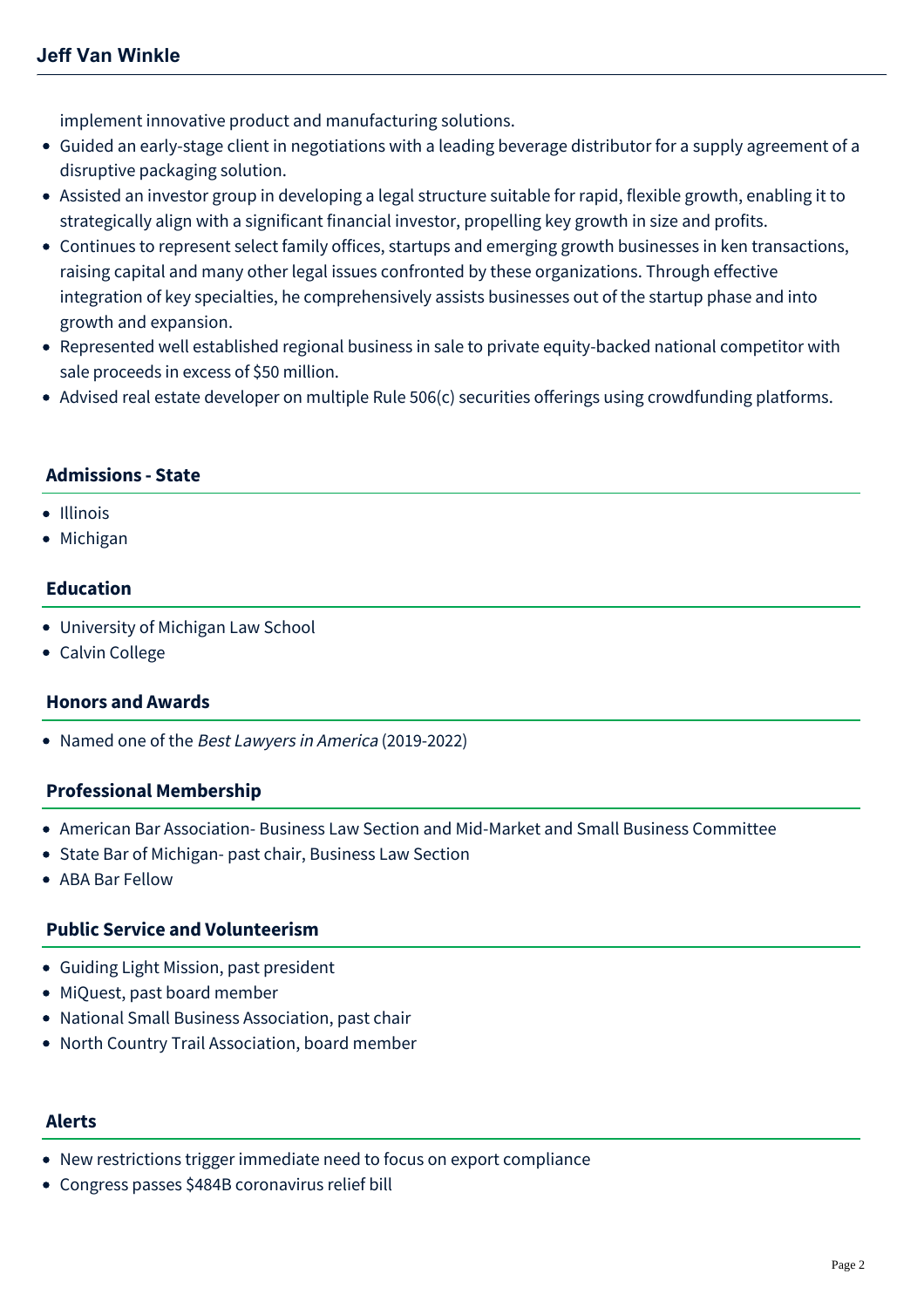implement innovative product and manufacturing solutions.

- Guided an early-stage client in negotiations with a leading beverage distributor for a supply agreement of a disruptive packaging solution.
- Assisted an investor group in developing a legal structure suitable for rapid, flexible growth, enabling it to strategically align with a significant financial investor, propelling key growth in size and profits.
- Continues to represent select family offices, startups and emerging growth businesses in ken transactions, raising capital and many other legal issues confronted by these organizations. Through effective integration of key specialties, he comprehensively assists businesses out of the startup phase and into growth and expansion.
- Represented well established regional business in sale to private equity-backed national competitor with sale proceeds in excess of $50 million.
- Advised real estate developer on multiple Rule 506(c) securities offerings using crowdfunding platforms.

## Admissions - State

- Illinois
- Michigan

## Education

- University of Michigan Law School
- Calvin College

## Honors and Awards

- Named one of the *Best Lawyers in America* (2019-2022)

## Professional Membership

- American Bar Association- Business Law Section and Mid-Market and Small Business Committee
- State Bar of Michigan- past chair, Business Law Section
- ABA Bar Fellow

## Public Service and Volunteerism

- Guiding Light Mission, past president
- MiQuest, past board member
- National Small Business Association, past chair
- North Country Trail Association, board member

## Alerts

- New restrictions trigger immediate need to focus on export compliance
- Congress passes $484B coronavirus relief bill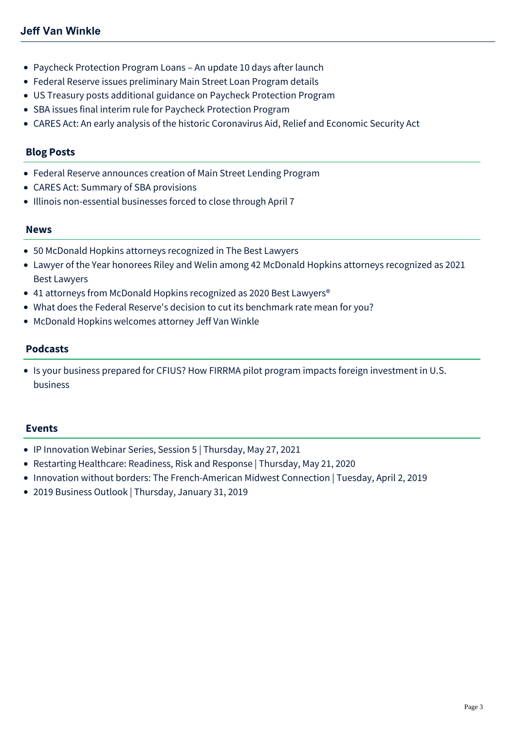- Paycheck Protection Program Loans – An update 10 days after launch
- Federal Reserve issues preliminary Main Street Loan Program details
- US Treasury posts additional guidance on Paycheck Protection Program
- SBA issues final interim rule for Paycheck Protection Program
- CARES Act: An early analysis of the historic Coronavirus Aid, Relief and Economic Security Act

## Blog Posts

- Federal Reserve announces creation of Main Street Lending Program
- CARES Act: Summary of SBA provisions
- Illinois non-essential businesses forced to close through April 7

## News

- 50 McDonald Hopkins attorneys recognized in The Best Lawyers
- Lawyer of the Year honorees Riley and Welin among 42 McDonald Hopkins attorneys recognized as 2021 Best Lawyers
- 41 attorneys from McDonald Hopkins recognized as 2020 Best Lawyers®
- What does the Federal Reserve's decision to cut its benchmark rate mean for you?
- McDonald Hopkins welcomes attorney Jeff Van Winkle

## Podcasts

- Is your business prepared for CFIUS? How FIRRMA pilot program impacts foreign investment in U.S. business

## Events

- IP Innovation Webinar Series, Session 5 | Thursday, May 27, 2021
- Restarting Healthcare: Readiness, Risk and Response | Thursday, May 21, 2020
- Innovation without borders: The French-American Midwest Connection | Tuesday, April 2, 2019
- 2019 Business Outlook | Thursday, January 31, 2019